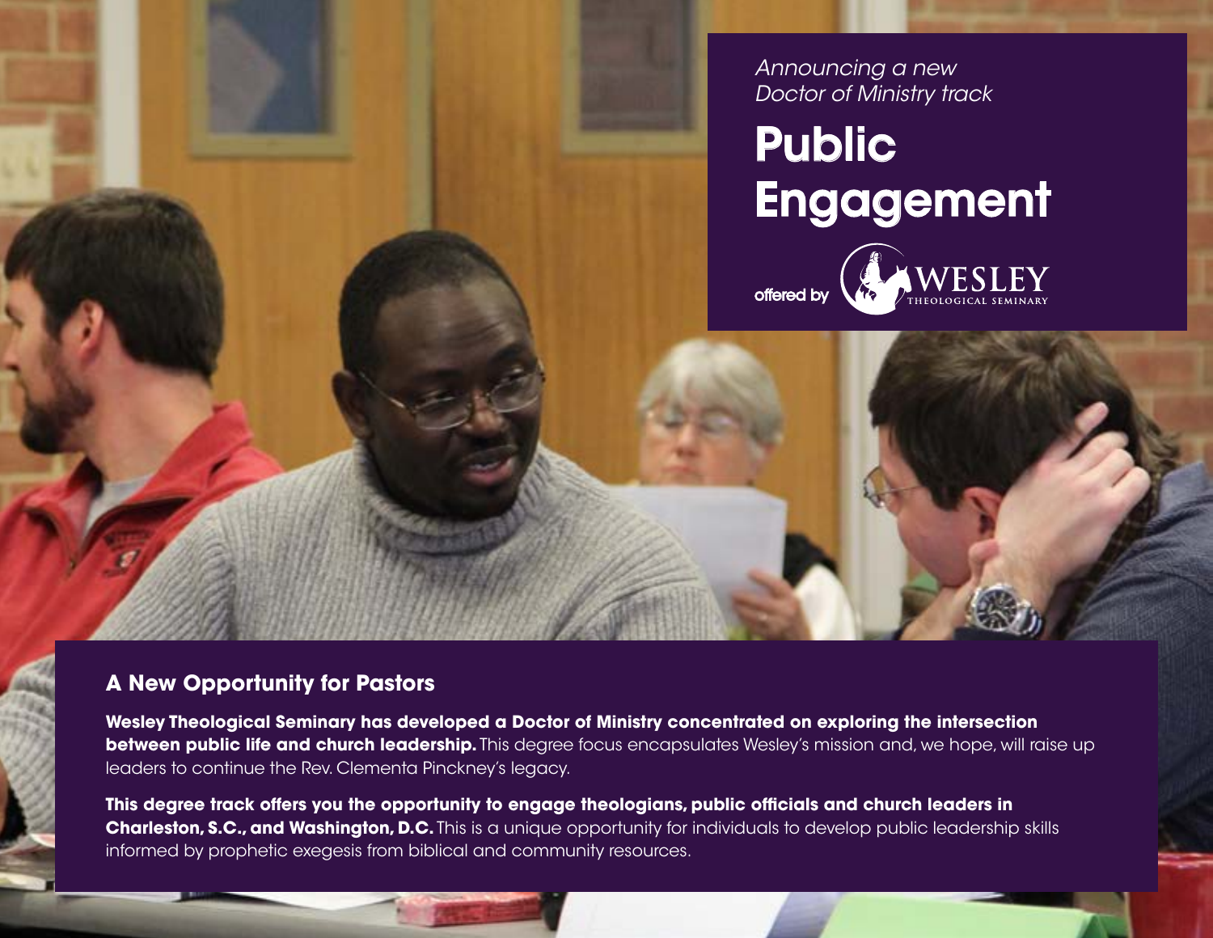*Announcing a new Doctor of Ministry track*

# Public Engagement

offered by WESLEY THEOLOGICAL SEMINARY

## A New Opportunity for Pastors

**Wesley Theological Seminary has developed a Doctor of Ministry concentrated on exploring the intersection between public life and church leadership.** This degree focus encapsulates Wesley's mission and, we hope, will raise up leaders to continue the Rev. Clementa Pinckney's legacy.

**This degree track offers you the opportunity to engage theologians, public officials and church leaders in Charleston, S.C., and Washington, D.C.** This is a unique opportunity for individuals to develop public leadership skills informed by prophetic exegesis from biblical and community resources.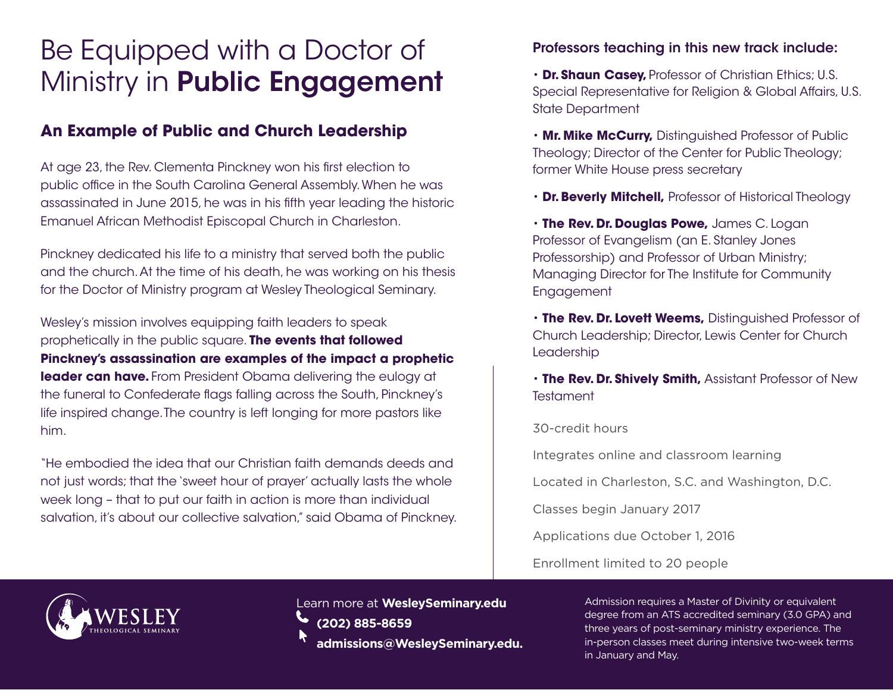# Be Equipped with a Doctor of Ministry in **Public Engagement**

## An Example of Public and Church Leadership

At age 23, the Rev. Clementa Pinckney won his first election to public office in the South Carolina General Assembly. When he was assassinated in June 2015, he was in his fifth year leading the historic Emanuel African Methodist Episcopal Church in Charleston.

Pinckney dedicated his life to a ministry that served both the public and the church. At the time of his death, he was working on his thesis for the Doctor of Ministry program at Wesley Theological Seminary.

Wesley's mission involves equipping faith leaders to speak prophetically in the public square. **The events that followed Pinckney's assassination are examples of the impact a prophetic leader can have.** From President Obama delivering the eulogy at the funeral to Confederate flags falling across the South, Pinckney's life inspired change. The country is left longing for more pastors like him.

"He embodied the idea that our Christian faith demands deeds and not just words; that the 'sweet hour of prayer' actually lasts the whole week long – that to put our faith in action is more than individual salvation, it's about our collective salvation," said Obama of Pinckney.

**Professors teaching in this new track include:**

- **Dr. Shaun Casey,** Professor of Christian Ethics; U.S. Special Representative for Religion & Global Affairs, U.S. State Department
- **Mr. Mike McCurry,** Distinguished Professor of Public Theology; Director of the Center for Public Theology; former White House press secretary
- **Dr. Beverly Mitchell,** Professor of Historical Theology
- **The Rev. Dr. Douglas Powe,** James C. Logan Professor of Evangelism (an E. Stanley Jones Professorship) and Professor of Urban Ministry; Managing Director for The Institute for Community Engagement
- **The Rev. Dr. Lovett Weems,** Distinguished Professor of Church Leadership; Director, Lewis Center for Church Leadership
- **The Rev. Dr. Shively Smith,** Assistant Professor of New Testament

30-credit hours

Integrates online and classroom learning

Located in Charleston, S.C. and Washington, D.C.

Classes begin January 2017

Applications due October 1, 2016

Enrollment limited to 20 people

WESLEY THEOLOGICAL SEMINARY

Learn more at **WesleySeminary.edu**

**(202) 885-8659**

**admissions@WesleySeminary.edu.**

Admission requires a Master of Divinity or equivalent degree from an ATS accredited seminary (3.0 GPA) and three years of post-seminary ministry experience. The in-person classes meet during intensive two-week terms in January and May.